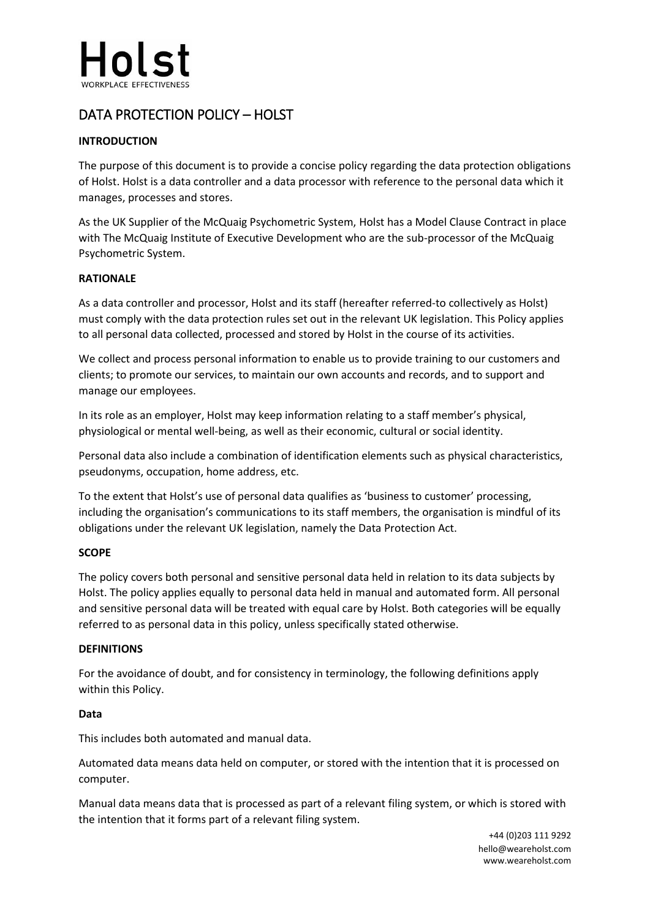# DATA PROTECTION POLICY – HOLST

**INTRODUCTION**

The purpose of this document is to provide a concise policy regarding the data protection obligations of Holst. Holst is a data controller and a data processor with reference to the personal data which it manages, processes and stores.

As the UK Supplier of the McQuaig Psychometric System, Holst has a Model Clause Contract in place with The McQuaig Institute of Executive Development who are the sub-processor of the McQuaig Psychometric System.

**RATIONALE**

As a data controller and processor, Holst and its staff (hereafter referred-to collectively as Holst) must comply with the data protection rules set out in the relevant UK legislation. This Policy applies to all personal data collected, processed and stored by Holst in the course of its activities.

We collect and process personal information to enable us to provide training to our customers and clients; to promote our services, to maintain our own accounts and records, and to support and manage our employees.

In its role as an employer, Holst may keep information relating to a staff member's physical, physiological or mental well-being, as well as their economic, cultural or social identity.

Personal data also include a combination of identification elements such as physical characteristics, pseudonyms, occupation, home address, etc.

To the extent that Holst's use of personal data qualifies as 'business to customer' processing, including the organisation's communications to its staff members, the organisation is mindful of its obligations under the relevant UK legislation, namely the Data Protection Act.

**SCOPE**

The policy covers both personal and sensitive personal data held in relation to its data subjects by Holst. The policy applies equally to personal data held in manual and automated form. All personal and sensitive personal data will be treated with equal care by Holst. Both categories will be equally referred to as personal data in this policy, unless specifically stated otherwise.

**DEFINITIONS**

For the avoidance of doubt, and for consistency in terminology, the following definitions apply within this Policy.

**Data**

This includes both automated and manual data.

Automated data means data held on computer, or stored with the intention that it is processed on computer.

Manual data means data that is processed as part of a relevant filing system, or which is stored with the intention that it forms part of a relevant filing system.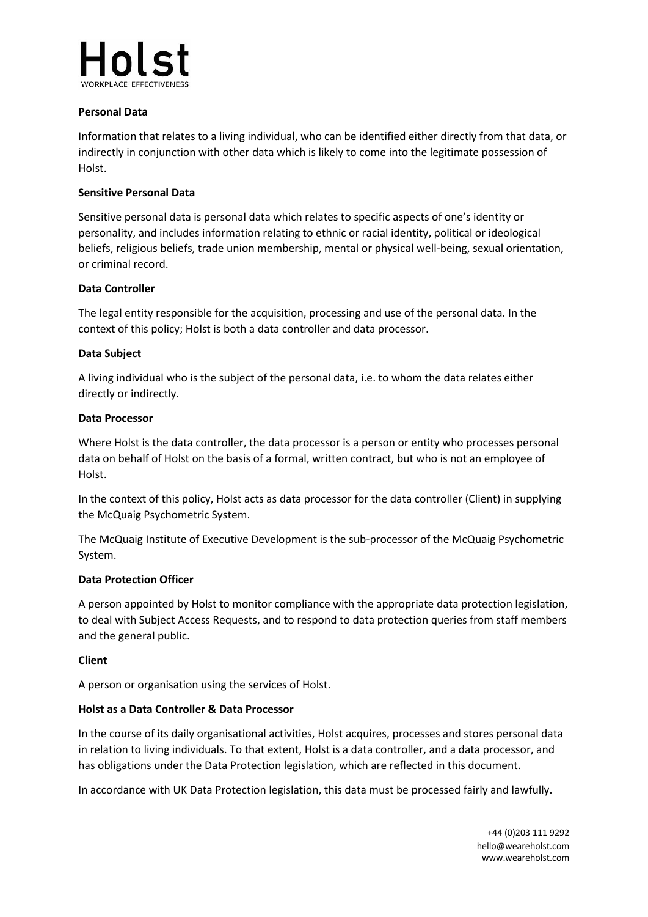**Personal Data**

Information that relates to a living individual, who can be identified either directly from that data, or indirectly in conjunction with other data which is likely to come into the legitimate possession of Holst.

**Sensitive Personal Data**

Sensitive personal data is personal data which relates to specific aspects of one's identity or personality, and includes information relating to ethnic or racial identity, political or ideological beliefs, religious beliefs, trade union membership, mental or physical well-being, sexual orientation, or criminal record.

**Data Controller**

The legal entity responsible for the acquisition, processing and use of the personal data. In the context of this policy; Holst is both a data controller and data processor.

**Data Subject**

A living individual who is the subject of the personal data, i.e. to whom the data relates either directly or indirectly.

**Data Processor**

Where Holst is the data controller, the data processor is a person or entity who processes personal data on behalf of Holst on the basis of a formal, written contract, but who is not an employee of Holst.

In the context of this policy, Holst acts as data processor for the data controller (Client) in supplying the McQuaig Psychometric System.

The McQuaig Institute of Executive Development is the sub-processor of the McQuaig Psychometric System.

**Data Protection Officer**

A person appointed by Holst to monitor compliance with the appropriate data protection legislation, to deal with Subject Access Requests, and to respond to data protection queries from staff members and the general public.

**Client**

A person or organisation using the services of Holst.

**Holst as a Data Controller & Data Processor**

In the course of its daily organisational activities, Holst acquires, processes and stores personal data in relation to living individuals. To that extent, Holst is a data controller, and a data processor, and has obligations under the Data Protection legislation, which are reflected in this document.

In accordance with UK Data Protection legislation, this data must be processed fairly and lawfully.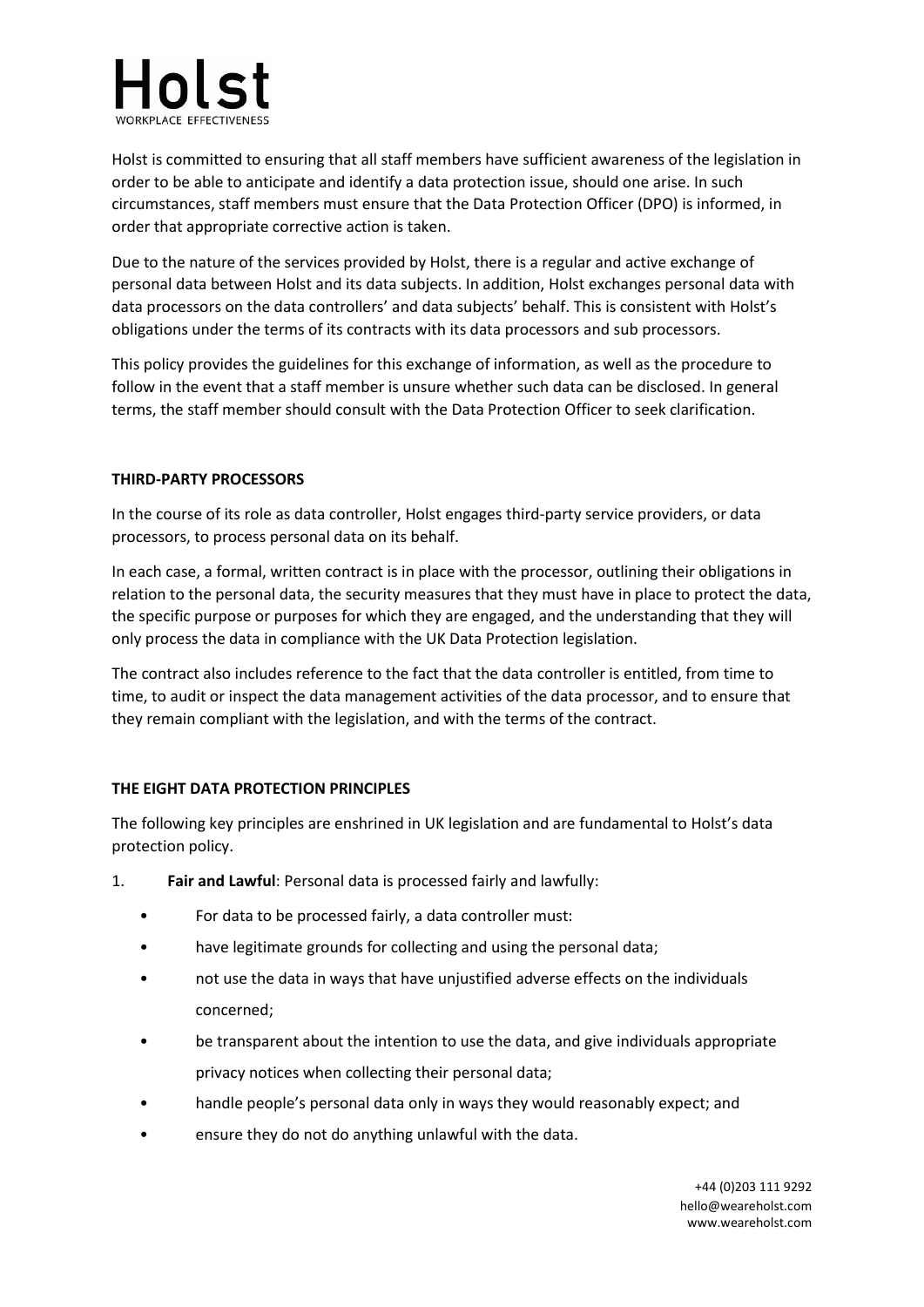Holst is committed to ensuring that all staff members have sufficient awareness of the legislation in order to be able to anticipate and identify a data protection issue, should one arise. In such circumstances, staff members must ensure that the Data Protection Officer (DPO) is informed, in order that appropriate corrective action is taken.

Due to the nature of the services provided by Holst, there is a regular and active exchange of personal data between Holst and its data subjects. In addition, Holst exchanges personal data with data processors on the data controllers' and data subjects' behalf. This is consistent with Holst's obligations under the terms of its contracts with its data processors and sub processors.

This policy provides the guidelines for this exchange of information, as well as the procedure to follow in the event that a staff member is unsure whether such data can be disclosed. In general terms, the staff member should consult with the Data Protection Officer to seek clarification.

**THIRD-PARTY PROCESSORS**

In the course of its role as data controller, Holst engages third-party service providers, or data processors, to process personal data on its behalf.

In each case, a formal, written contract is in place with the processor, outlining their obligations in relation to the personal data, the security measures that they must have in place to protect the data, the specific purpose or purposes for which they are engaged, and the understanding that they will only process the data in compliance with the UK Data Protection legislation.

The contract also includes reference to the fact that the data controller is entitled, from time to time, to audit or inspect the data management activities of the data processor, and to ensure that they remain compliant with the legislation, and with the terms of the contract.

**THE EIGHT DATA PROTECTION PRINCIPLES**

The following key principles are enshrined in UK legislation and are fundamental to Holst's data protection policy.

1. **Fair and Lawful**: Personal data is processed fairly and lawfully:
   - For data to be processed fairly, a data controller must:
   - have legitimate grounds for collecting and using the personal data;
   - not use the data in ways that have unjustified adverse effects on the individuals concerned;
   - be transparent about the intention to use the data, and give individuals appropriate privacy notices when collecting their personal data;
   - handle people's personal data only in ways they would reasonably expect; and
   - ensure they do not do anything unlawful with the data.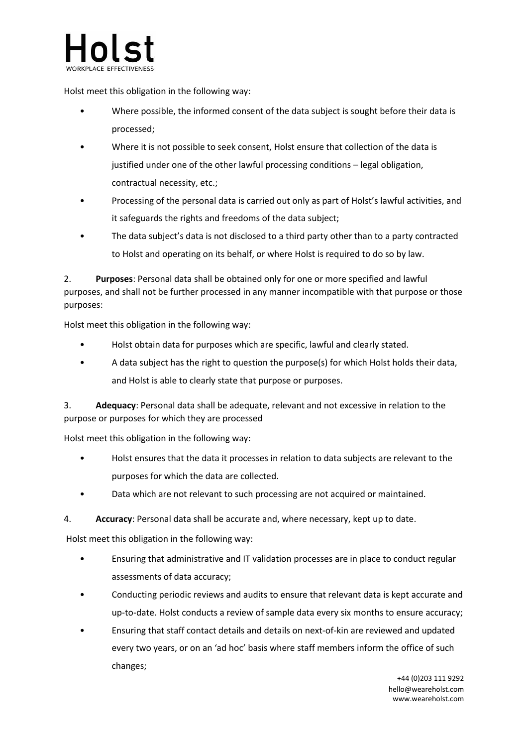Holst meet this obligation in the following way:

- Where possible, the informed consent of the data subject is sought before their data is processed;
- Where it is not possible to seek consent, Holst ensure that collection of the data is justified under one of the other lawful processing conditions – legal obligation, contractual necessity, etc.;
- Processing of the personal data is carried out only as part of Holst's lawful activities, and it safeguards the rights and freedoms of the data subject;
- The data subject's data is not disclosed to a third party other than to a party contracted to Holst and operating on its behalf, or where Holst is required to do so by law.

2. **Purposes**: Personal data shall be obtained only for one or more specified and lawful purposes, and shall not be further processed in any manner incompatible with that purpose or those purposes:

Holst meet this obligation in the following way:

- Holst obtain data for purposes which are specific, lawful and clearly stated.
- A data subject has the right to question the purpose(s) for which Holst holds their data, and Holst is able to clearly state that purpose or purposes.

3. **Adequacy**: Personal data shall be adequate, relevant and not excessive in relation to the purpose or purposes for which they are processed

Holst meet this obligation in the following way:

- Holst ensures that the data it processes in relation to data subjects are relevant to the purposes for which the data are collected.
- Data which are not relevant to such processing are not acquired or maintained.

4. **Accuracy**: Personal data shall be accurate and, where necessary, kept up to date.

Holst meet this obligation in the following way:

- Ensuring that administrative and IT validation processes are in place to conduct regular assessments of data accuracy;
- Conducting periodic reviews and audits to ensure that relevant data is kept accurate and up-to-date. Holst conducts a review of sample data every six months to ensure accuracy;
- Ensuring that staff contact details and details on next-of-kin are reviewed and updated every two years, or on an 'ad hoc' basis where staff members inform the office of such changes;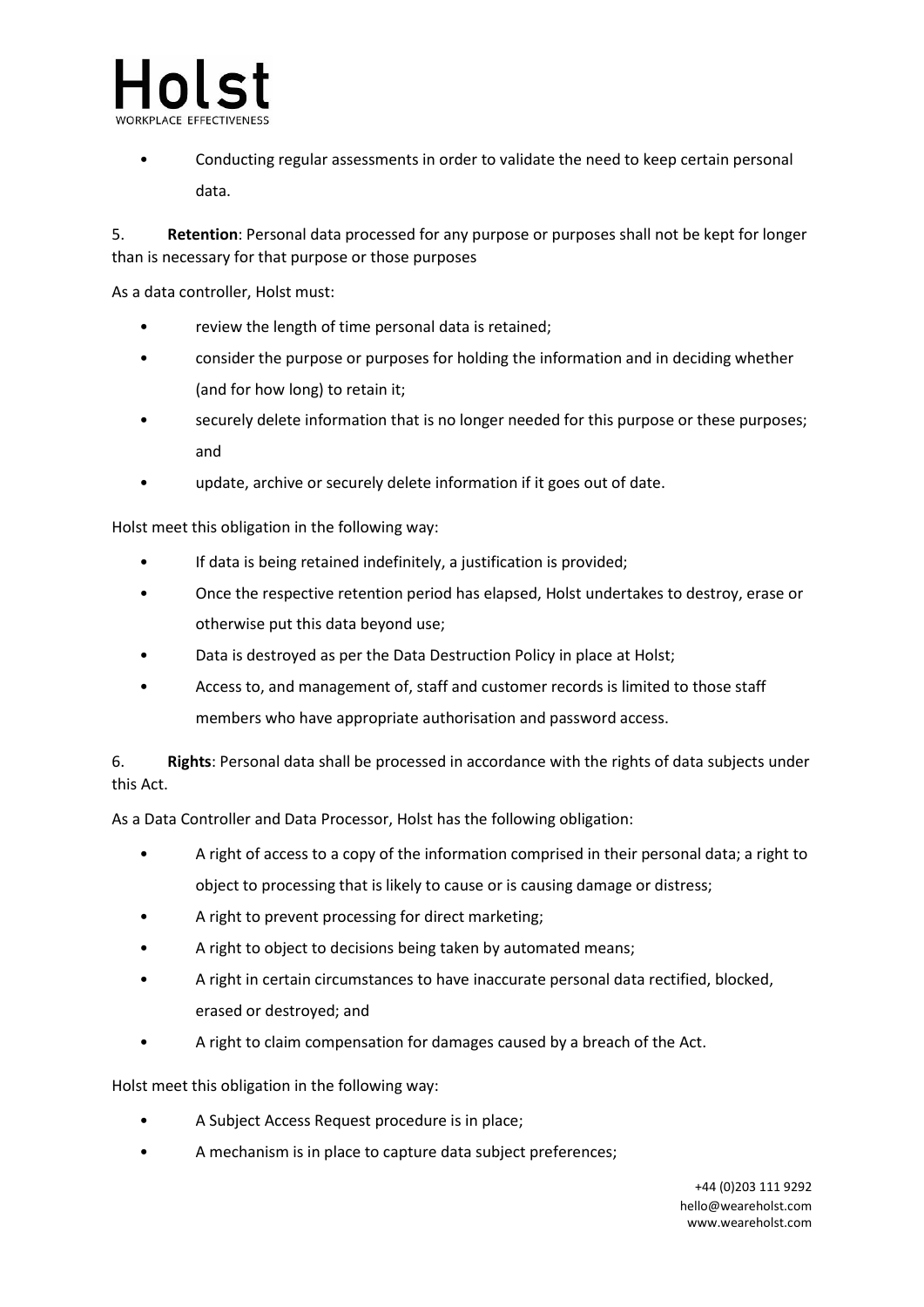- Conducting regular assessments in order to validate the need to keep certain personal data.

5. **Retention**: Personal data processed for any purpose or purposes shall not be kept for longer than is necessary for that purpose or those purposes

As a data controller, Holst must:

- review the length of time personal data is retained;
- consider the purpose or purposes for holding the information and in deciding whether (and for how long) to retain it;
- securely delete information that is no longer needed for this purpose or these purposes; and
- update, archive or securely delete information if it goes out of date.

Holst meet this obligation in the following way:

- If data is being retained indefinitely, a justification is provided;
- Once the respective retention period has elapsed, Holst undertakes to destroy, erase or otherwise put this data beyond use;
- Data is destroyed as per the Data Destruction Policy in place at Holst;
- Access to, and management of, staff and customer records is limited to those staff members who have appropriate authorisation and password access.

6. **Rights**: Personal data shall be processed in accordance with the rights of data subjects under this Act.

As a Data Controller and Data Processor, Holst has the following obligation:

- A right of access to a copy of the information comprised in their personal data; a right to object to processing that is likely to cause or is causing damage or distress;
- A right to prevent processing for direct marketing;
- A right to object to decisions being taken by automated means;
- A right in certain circumstances to have inaccurate personal data rectified, blocked, erased or destroyed; and
- A right to claim compensation for damages caused by a breach of the Act.

Holst meet this obligation in the following way:

- A Subject Access Request procedure is in place;
- A mechanism is in place to capture data subject preferences;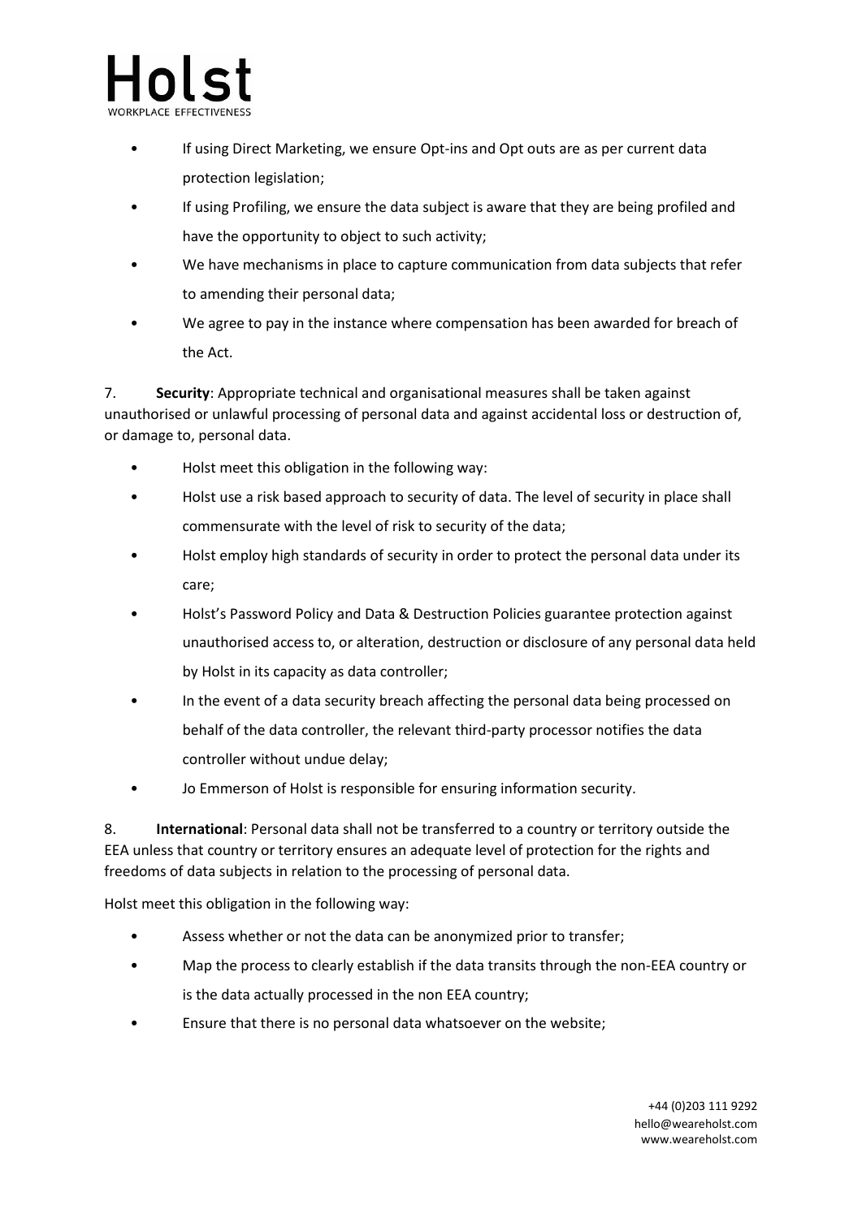- If using Direct Marketing, we ensure Opt-ins and Opt outs are as per current data protection legislation;
- If using Profiling, we ensure the data subject is aware that they are being profiled and have the opportunity to object to such activity;
- We have mechanisms in place to capture communication from data subjects that refer to amending their personal data;
- We agree to pay in the instance where compensation has been awarded for breach of the Act.

7. **Security**: Appropriate technical and organisational measures shall be taken against unauthorised or unlawful processing of personal data and against accidental loss or destruction of, or damage to, personal data.

- Holst meet this obligation in the following way:
- Holst use a risk based approach to security of data. The level of security in place shall commensurate with the level of risk to security of the data;
- Holst employ high standards of security in order to protect the personal data under its care;
- Holst's Password Policy and Data & Destruction Policies guarantee protection against unauthorised access to, or alteration, destruction or disclosure of any personal data held by Holst in its capacity as data controller;
- In the event of a data security breach affecting the personal data being processed on behalf of the data controller, the relevant third-party processor notifies the data controller without undue delay;
- Jo Emmerson of Holst is responsible for ensuring information security.

8. **International**: Personal data shall not be transferred to a country or territory outside the EEA unless that country or territory ensures an adequate level of protection for the rights and freedoms of data subjects in relation to the processing of personal data.

Holst meet this obligation in the following way:

- Assess whether or not the data can be anonymized prior to transfer;
- Map the process to clearly establish if the data transits through the non-EEA country or is the data actually processed in the non EEA country;
- Ensure that there is no personal data whatsoever on the website;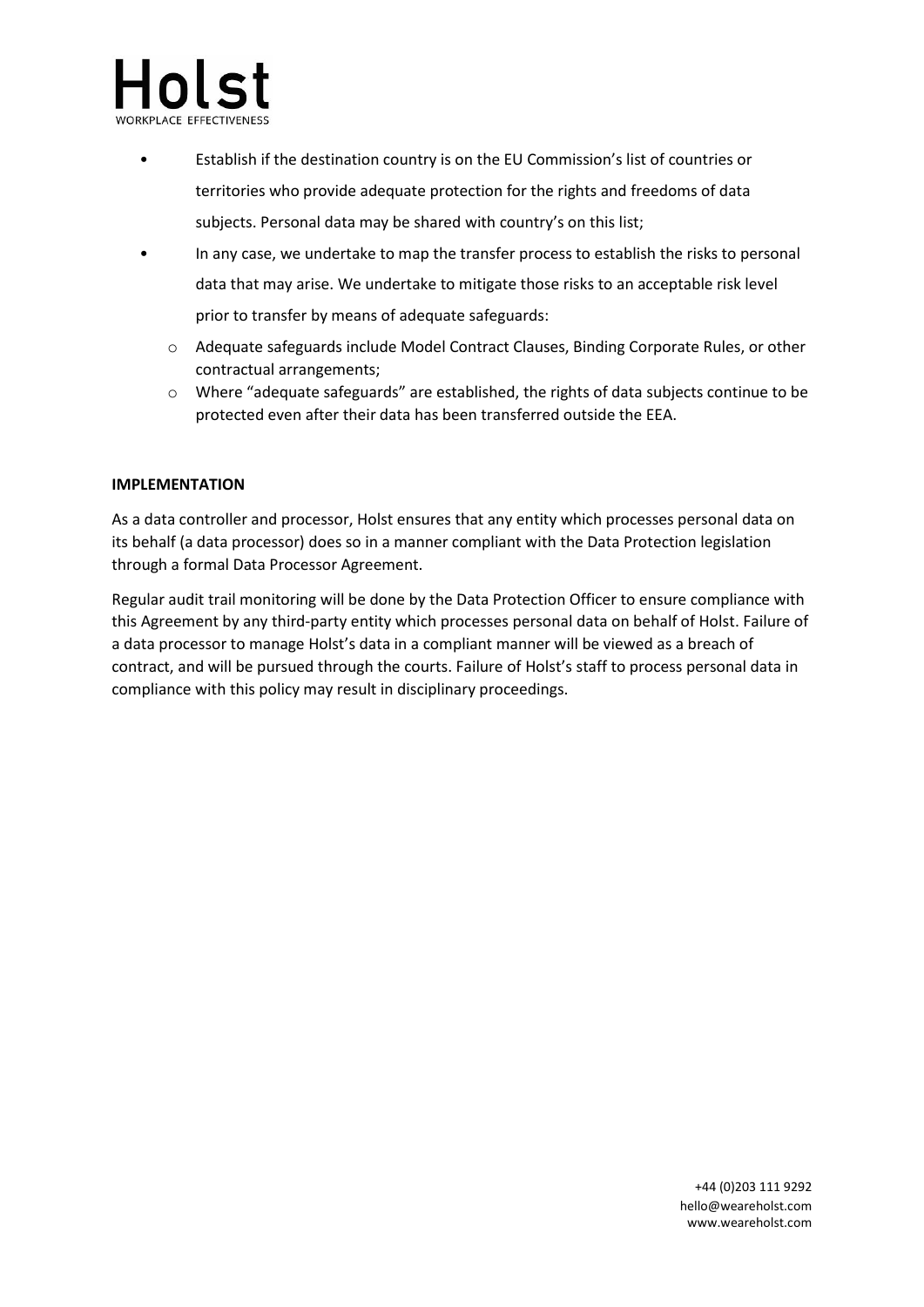- Establish if the destination country is on the EU Commission's list of countries or territories who provide adequate protection for the rights and freedoms of data subjects. Personal data may be shared with country's on this list;
- In any case, we undertake to map the transfer process to establish the risks to personal data that may arise. We undertake to mitigate those risks to an acceptable risk level prior to transfer by means of adequate safeguards:
  - Adequate safeguards include Model Contract Clauses, Binding Corporate Rules, or other contractual arrangements;
  - Where "adequate safeguards" are established, the rights of data subjects continue to be protected even after their data has been transferred outside the EEA.

**IMPLEMENTATION**

As a data controller and processor, Holst ensures that any entity which processes personal data on its behalf (a data processor) does so in a manner compliant with the Data Protection legislation through a formal Data Processor Agreement.

Regular audit trail monitoring will be done by the Data Protection Officer to ensure compliance with this Agreement by any third-party entity which processes personal data on behalf of Holst. Failure of a data processor to manage Holst's data in a compliant manner will be viewed as a breach of contract, and will be pursued through the courts. Failure of Holst's staff to process personal data in compliance with this policy may result in disciplinary proceedings.